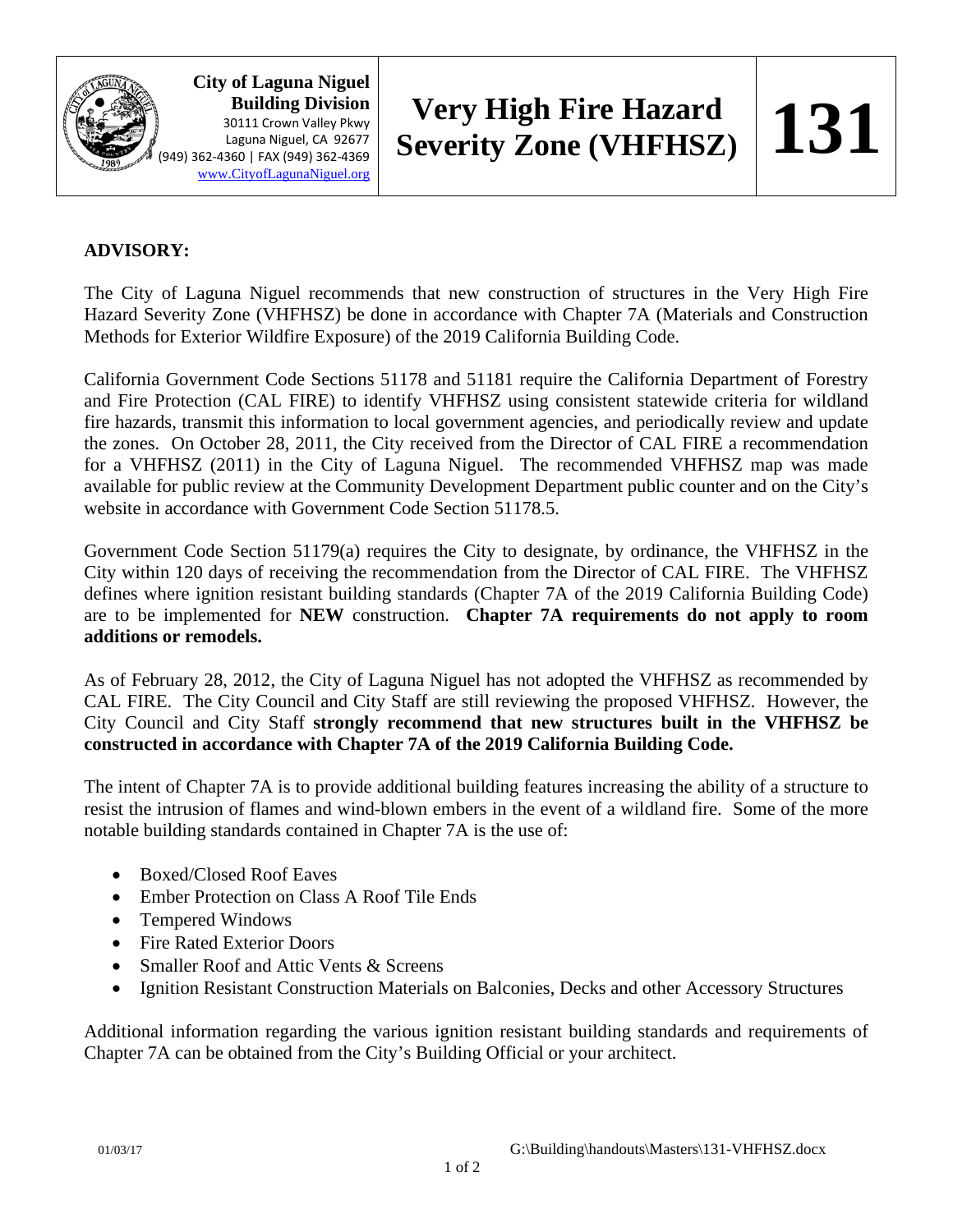**City of Laguna Niguel**
**Building Division**
30111 Crown Valley Pkwy
Laguna Niguel, CA 92677
(949) 362-4360 | FAX (949) 362-4369
www.CityofLagunaNiguel.org

# Very High Fire Hazard Severity Zone (VHFHSZ)

# 131

**ADVISORY:**

The City of Laguna Niguel recommends that new construction of structures in the Very High Fire Hazard Severity Zone (VHFHSZ) be done in accordance with Chapter 7A (Materials and Construction Methods for Exterior Wildfire Exposure) of the 2019 California Building Code.

California Government Code Sections 51178 and 51181 require the California Department of Forestry and Fire Protection (CAL FIRE) to identify VHFHSZ using consistent statewide criteria for wildland fire hazards, transmit this information to local government agencies, and periodically review and update the zones. On October 28, 2011, the City received from the Director of CAL FIRE a recommendation for a VHFHSZ (2011) in the City of Laguna Niguel. The recommended VHFHSZ map was made available for public review at the Community Development Department public counter and on the City's website in accordance with Government Code Section 51178.5.

Government Code Section 51179(a) requires the City to designate, by ordinance, the VHFHSZ in the City within 120 days of receiving the recommendation from the Director of CAL FIRE. The VHFHSZ defines where ignition resistant building standards (Chapter 7A of the 2019 California Building Code) are to be implemented for **NEW** construction. **Chapter 7A requirements do not apply to room additions or remodels.**

As of February 28, 2012, the City of Laguna Niguel has not adopted the VHFHSZ as recommended by CAL FIRE. The City Council and City Staff are still reviewing the proposed VHFHSZ. However, the City Council and City Staff **strongly recommend that new structures built in the VHFHSZ be constructed in accordance with Chapter 7A of the 2019 California Building Code.**

The intent of Chapter 7A is to provide additional building features increasing the ability of a structure to resist the intrusion of flames and wind-blown embers in the event of a wildland fire. Some of the more notable building standards contained in Chapter 7A is the use of:

- Boxed/Closed Roof Eaves
- Ember Protection on Class A Roof Tile Ends
- Tempered Windows
- Fire Rated Exterior Doors
- Smaller Roof and Attic Vents & Screens
- Ignition Resistant Construction Materials on Balconies, Decks and other Accessory Structures

Additional information regarding the various ignition resistant building standards and requirements of Chapter 7A can be obtained from the City's Building Official or your architect.

01/03/17 G:\Building\handouts\Masters\131-VHFHSZ.docx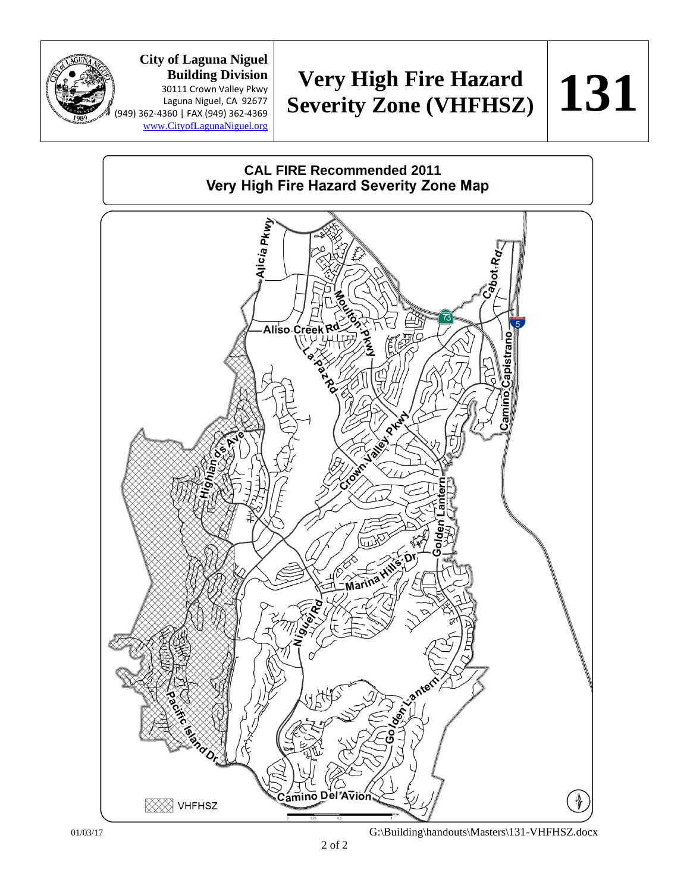**City of Laguna Niguel**
**Building Division**
30111 Crown Valley Pkwy
Laguna Niguel, CA 92677
(949) 362-4360 | FAX (949) 362-4369
www.CityofLagunaNiguel.org

# Very High Fire Hazard Severity Zone (VHFHSZ)

# 131

## CAL FIRE Recommended 2011 Very High Fire Hazard Severity Zone Map

Alicia Pkwy
Cabot Rd
Aliso Creek Rd
Moulton Pkwy
La Paz Rd
Camino Capistrano
Crown Valley Pkwy
Highlands Ave
Golden Lantern
Marina Hills Dr
Niguel Rd
Golden Lantern
Pacific Island Dr
Camino Del Avion

VHFHSZ

01/03/17

G:\Building\handouts\Masters\131-VHFHSZ.docx